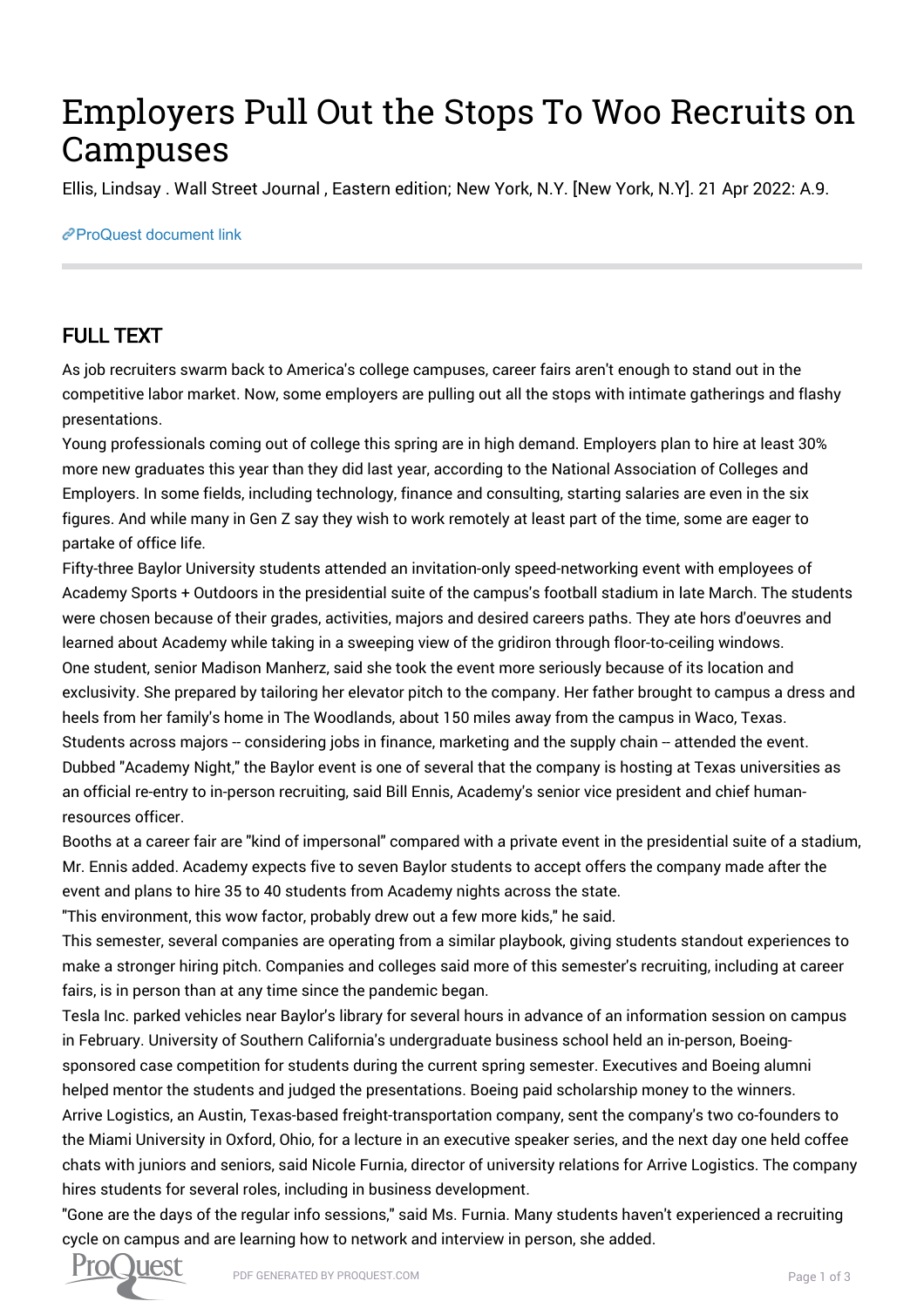# Employers Pull Out the Stops To Woo Recruits on Campuses

Ellis, Lindsay . Wall Street Journal , Eastern edition; New York, N.Y. [New York, N.Y]. 21 Apr 2022: A.9.

ProQuest document link

## FULL TEXT

As job recruiters swarm back to America's college campuses, career fairs aren't enough to stand out in the competitive labor market. Now, some employers are pulling out all the stops with intimate gatherings and flashy presentations.

Young professionals coming out of college this spring are in high demand. Employers plan to hire at least 30% more new graduates this year than they did last year, according to the National Association of Colleges and Employers. In some fields, including technology, finance and consulting, starting salaries are even in the six figures. And while many in Gen Z say they wish to work remotely at least part of the time, some are eager to partake of office life.

Fifty-three Baylor University students attended an invitation-only speed-networking event with employees of Academy Sports + Outdoors in the presidential suite of the campus's football stadium in late March. The students were chosen because of their grades, activities, majors and desired careers paths. They ate hors d'oeuvres and learned about Academy while taking in a sweeping view of the gridiron through floor-to-ceiling windows.

One student, senior Madison Manherz, said she took the event more seriously because of its location and exclusivity. She prepared by tailoring her elevator pitch to the company. Her father brought to campus a dress and heels from her family's home in The Woodlands, about 150 miles away from the campus in Waco, Texas.

Students across majors -- considering jobs in finance, marketing and the supply chain -- attended the event.

Dubbed "Academy Night," the Baylor event is one of several that the company is hosting at Texas universities as an official re-entry to in-person recruiting, said Bill Ennis, Academy's senior vice president and chief human-resources officer.

Booths at a career fair are "kind of impersonal" compared with a private event in the presidential suite of a stadium, Mr. Ennis added. Academy expects five to seven Baylor students to accept offers the company made after the event and plans to hire 35 to 40 students from Academy nights across the state.

"This environment, this wow factor, probably drew out a few more kids," he said.

This semester, several companies are operating from a similar playbook, giving students standout experiences to make a stronger hiring pitch. Companies and colleges said more of this semester's recruiting, including at career fairs, is in person than at any time since the pandemic began.

Tesla Inc. parked vehicles near Baylor's library for several hours in advance of an information session on campus in February. University of Southern California's undergraduate business school held an in-person, Boeing-sponsored case competition for students during the current spring semester. Executives and Boeing alumni helped mentor the students and judged the presentations. Boeing paid scholarship money to the winners.

Arrive Logistics, an Austin, Texas-based freight-transportation company, sent the company's two co-founders to the Miami University in Oxford, Ohio, for a lecture in an executive speaker series, and the next day one held coffee chats with juniors and seniors, said Nicole Furnia, director of university relations for Arrive Logistics. The company hires students for several roles, including in business development.

"Gone are the days of the regular info sessions," said Ms. Furnia. Many students haven't experienced a recruiting cycle on campus and are learning how to network and interview in person, she added.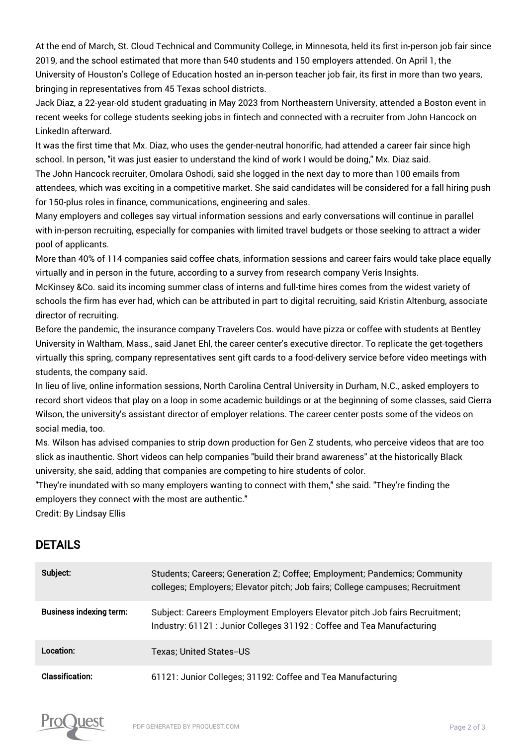At the end of March, St. Cloud Technical and Community College, in Minnesota, held its first in-person job fair since 2019, and the school estimated that more than 540 students and 150 employers attended. On April 1, the University of Houston's College of Education hosted an in-person teacher job fair, its first in more than two years, bringing in representatives from 45 Texas school districts.

Jack Diaz, a 22-year-old student graduating in May 2023 from Northeastern University, attended a Boston event in recent weeks for college students seeking jobs in fintech and connected with a recruiter from John Hancock on LinkedIn afterward.

It was the first time that Mx. Diaz, who uses the gender-neutral honorific, had attended a career fair since high school. In person, "it was just easier to understand the kind of work I would be doing," Mx. Diaz said.

The John Hancock recruiter, Omolara Oshodi, said she logged in the next day to more than 100 emails from attendees, which was exciting in a competitive market. She said candidates will be considered for a fall hiring push for 150-plus roles in finance, communications, engineering and sales.

Many employers and colleges say virtual information sessions and early conversations will continue in parallel with in-person recruiting, especially for companies with limited travel budgets or those seeking to attract a wider pool of applicants.

More than 40% of 114 companies said coffee chats, information sessions and career fairs would take place equally virtually and in person in the future, according to a survey from research company Veris Insights.

McKinsey &Co. said its incoming summer class of interns and full-time hires comes from the widest variety of schools the firm has ever had, which can be attributed in part to digital recruiting, said Kristin Altenburg, associate director of recruiting.

Before the pandemic, the insurance company Travelers Cos. would have pizza or coffee with students at Bentley University in Waltham, Mass., said Janet Ehl, the career center's executive director. To replicate the get-togethers virtually this spring, company representatives sent gift cards to a food-delivery service before video meetings with students, the company said.

In lieu of live, online information sessions, North Carolina Central University in Durham, N.C., asked employers to record short videos that play on a loop in some academic buildings or at the beginning of some classes, said Cierra Wilson, the university's assistant director of employer relations. The career center posts some of the videos on social media, too.

Ms. Wilson has advised companies to strip down production for Gen Z students, who perceive videos that are too slick as inauthentic. Short videos can help companies "build their brand awareness" at the historically Black university, she said, adding that companies are competing to hire students of color.

"They're inundated with so many employers wanting to connect with them," she said. "They're finding the employers they connect with the most are authentic."

Credit: By Lindsay Ellis

## DETAILS

| | |
|---|---|
| **Subject:** | Students; Careers; Generation Z; Coffee; Employment; Pandemics; Community colleges; Employers; Elevator pitch; Job fairs; College campuses; Recruitment |
| **Business indexing term:** | Subject: Careers Employment Employers Elevator pitch Job fairs Recruitment; Industry: 61121 : Junior Colleges 31192 : Coffee and Tea Manufacturing |
| **Location:** | Texas; United States--US |
| **Classification:** | 61121: Junior Colleges; 31192: Coffee and Tea Manufacturing |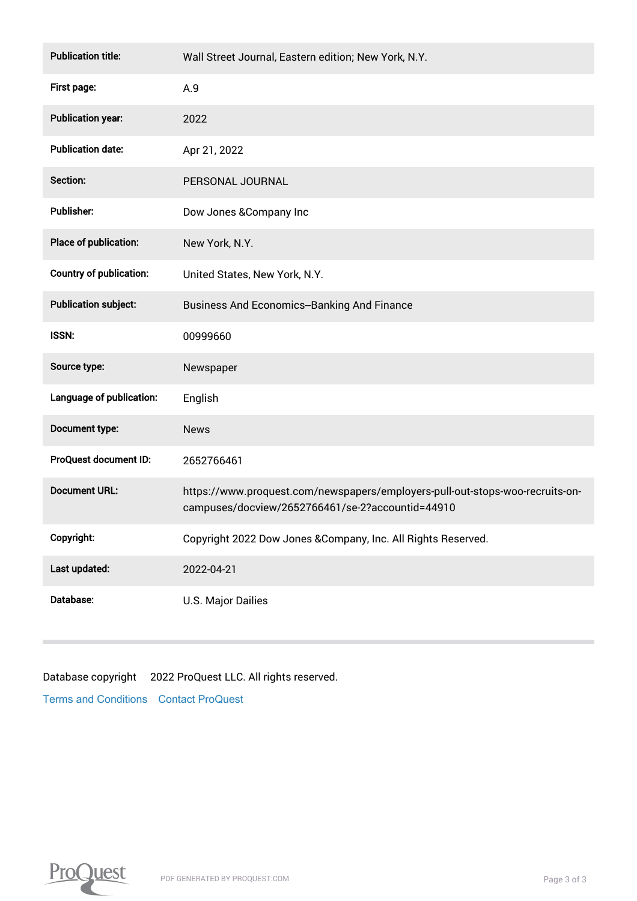| | |
|---|---|
| **Publication title:** | Wall Street Journal, Eastern edition; New York, N.Y. |
| **First page:** | A.9 |
| **Publication year:** | 2022 |
| **Publication date:** | Apr 21, 2022 |
| **Section:** | PERSONAL JOURNAL |
| **Publisher:** | Dow Jones &Company Inc |
| **Place of publication:** | New York, N.Y. |
| **Country of publication:** | United States, New York, N.Y. |
| **Publication subject:** | Business And Economics--Banking And Finance |
| **ISSN:** | 00999660 |
| **Source type:** | Newspaper |
| **Language of publication:** | English |
| **Document type:** | News |
| **ProQuest document ID:** | 2652766461 |
| **Document URL:** | https://www.proquest.com/newspapers/employers-pull-out-stops-woo-recruits-on-campuses/docview/2652766461/se-2?accountid=44910 |
| **Copyright:** | Copyright 2022 Dow Jones &Company, Inc. All Rights Reserved. |
| **Last updated:** | 2022-04-21 |
| **Database:** | U.S. Major Dailies |

Database copyright  2022 ProQuest LLC. All rights reserved.

Terms and Conditions  Contact ProQuest